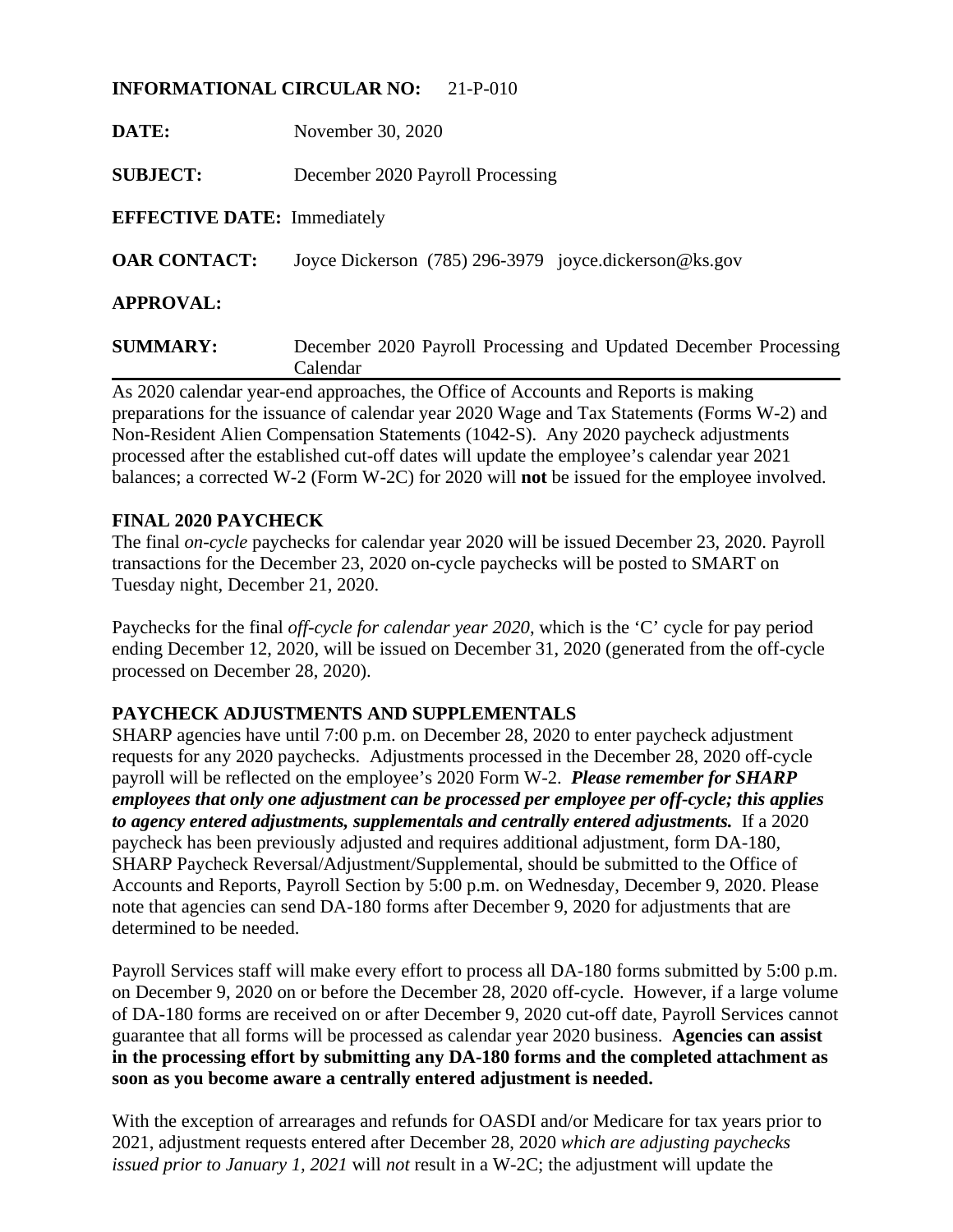**INFORMATIONAL CIRCULAR NO:** 21-P-010

**DATE:** November 30, 2020

**SUBJECT:** December 2020 Payroll Processing

**EFFECTIVE DATE:** Immediately

**OAR CONTACT:** Joyce Dickerson (785) 296-3979 joyce.dickerson@ks.gov

**APPROVAL:**

**SUMMARY:** December 2020 Payroll Processing and Updated December Processing Calendar

---

As 2020 calendar year-end approaches, the Office of Accounts and Reports is making preparations for the issuance of calendar year 2020 Wage and Tax Statements (Forms W-2) and Non-Resident Alien Compensation Statements (1042-S). Any 2020 paycheck adjustments processed after the established cut-off dates will update the employee's calendar year 2021 balances; a corrected W-2 (Form W-2C) for 2020 will **not** be issued for the employee involved.

## FINAL 2020 PAYCHECK

The final *on-cycle* paychecks for calendar year 2020 will be issued December 23, 2020. Payroll transactions for the December 23, 2020 on-cycle paychecks will be posted to SMART on Tuesday night, December 21, 2020.

Paychecks for the final *off-cycle for calendar year 2020*, which is the 'C' cycle for pay period ending December 12, 2020, will be issued on December 31, 2020 (generated from the off-cycle processed on December 28, 2020).

## PAYCHECK ADJUSTMENTS AND SUPPLEMENTALS

SHARP agencies have until 7:00 p.m. on December 28, 2020 to enter paycheck adjustment requests for any 2020 paychecks. Adjustments processed in the December 28, 2020 off-cycle payroll will be reflected on the employee's 2020 Form W-2. ***Please remember for SHARP employees that only one adjustment can be processed per employee per off-cycle; this applies to agency entered adjustments, supplementals and centrally entered adjustments.*** If a 2020 paycheck has been previously adjusted and requires additional adjustment, form DA-180, SHARP Paycheck Reversal/Adjustment/Supplemental, should be submitted to the Office of Accounts and Reports, Payroll Section by 5:00 p.m. on Wednesday, December 9, 2020. Please note that agencies can send DA-180 forms after December 9, 2020 for adjustments that are determined to be needed.

Payroll Services staff will make every effort to process all DA-180 forms submitted by 5:00 p.m. on December 9, 2020 on or before the December 28, 2020 off-cycle. However, if a large volume of DA-180 forms are received on or after December 9, 2020 cut-off date, Payroll Services cannot guarantee that all forms will be processed as calendar year 2020 business. **Agencies can assist in the processing effort by submitting any DA-180 forms and the completed attachment as soon as you become aware a centrally entered adjustment is needed.**

With the exception of arrearages and refunds for OASDI and/or Medicare for tax years prior to 2021, adjustment requests entered after December 28, 2020 *which are adjusting paychecks issued prior to January 1, 2021* will *not* result in a W-2C; the adjustment will update the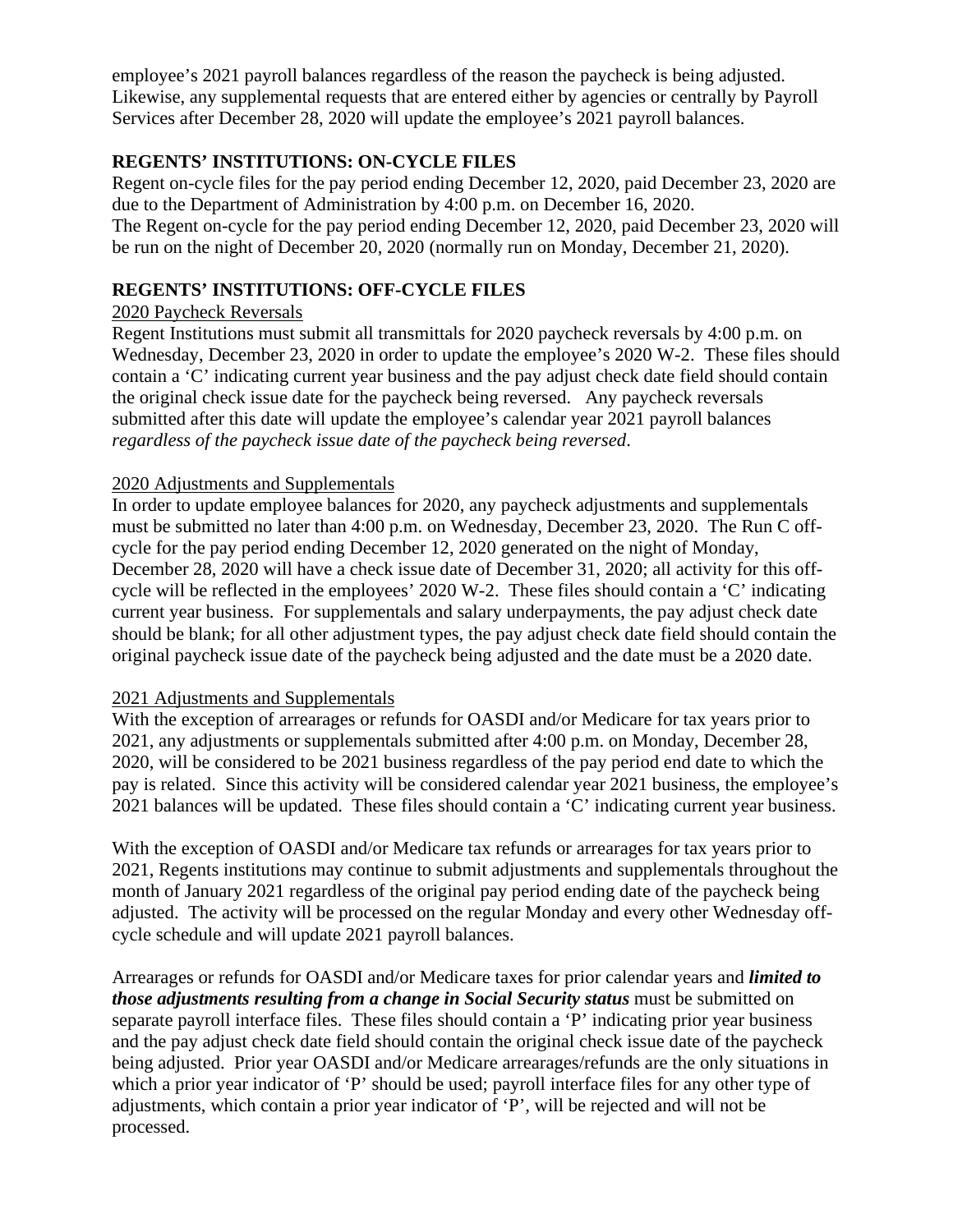employee's 2021 payroll balances regardless of the reason the paycheck is being adjusted. Likewise, any supplemental requests that are entered either by agencies or centrally by Payroll Services after December 28, 2020 will update the employee's 2021 payroll balances.

## REGENTS' INSTITUTIONS: ON-CYCLE FILES

Regent on-cycle files for the pay period ending December 12, 2020, paid December 23, 2020 are due to the Department of Administration by 4:00 p.m. on December 16, 2020.
The Regent on-cycle for the pay period ending December 12, 2020, paid December 23, 2020 will be run on the night of December 20, 2020 (normally run on Monday, December 21, 2020).

## REGENTS' INSTITUTIONS: OFF-CYCLE FILES

### 2020 Paycheck Reversals

Regent Institutions must submit all transmittals for 2020 paycheck reversals by 4:00 p.m. on Wednesday, December 23, 2020 in order to update the employee's 2020 W-2. These files should contain a 'C' indicating current year business and the pay adjust check date field should contain the original check issue date for the paycheck being reversed. Any paycheck reversals submitted after this date will update the employee's calendar year 2021 payroll balances *regardless of the paycheck issue date of the paycheck being reversed*.

### 2020 Adjustments and Supplementals

In order to update employee balances for 2020, any paycheck adjustments and supplementals must be submitted no later than 4:00 p.m. on Wednesday, December 23, 2020. The Run C off-cycle for the pay period ending December 12, 2020 generated on the night of Monday, December 28, 2020 will have a check issue date of December 31, 2020; all activity for this off-cycle will be reflected in the employees' 2020 W-2. These files should contain a 'C' indicating current year business. For supplementals and salary underpayments, the pay adjust check date should be blank; for all other adjustment types, the pay adjust check date field should contain the original paycheck issue date of the paycheck being adjusted and the date must be a 2020 date.

### 2021 Adjustments and Supplementals

With the exception of arrearages or refunds for OASDI and/or Medicare for tax years prior to 2021, any adjustments or supplementals submitted after 4:00 p.m. on Monday, December 28, 2020, will be considered to be 2021 business regardless of the pay period end date to which the pay is related. Since this activity will be considered calendar year 2021 business, the employee's 2021 balances will be updated. These files should contain a 'C' indicating current year business.

With the exception of OASDI and/or Medicare tax refunds or arrearages for tax years prior to 2021, Regents institutions may continue to submit adjustments and supplementals throughout the month of January 2021 regardless of the original pay period ending date of the paycheck being adjusted. The activity will be processed on the regular Monday and every other Wednesday off-cycle schedule and will update 2021 payroll balances.

Arrearages or refunds for OASDI and/or Medicare taxes for prior calendar years and ***limited to those adjustments resulting from a change in Social Security status*** must be submitted on separate payroll interface files. These files should contain a 'P' indicating prior year business and the pay adjust check date field should contain the original check issue date of the paycheck being adjusted. Prior year OASDI and/or Medicare arrearages/refunds are the only situations in which a prior year indicator of 'P' should be used; payroll interface files for any other type of adjustments, which contain a prior year indicator of 'P', will be rejected and will not be processed.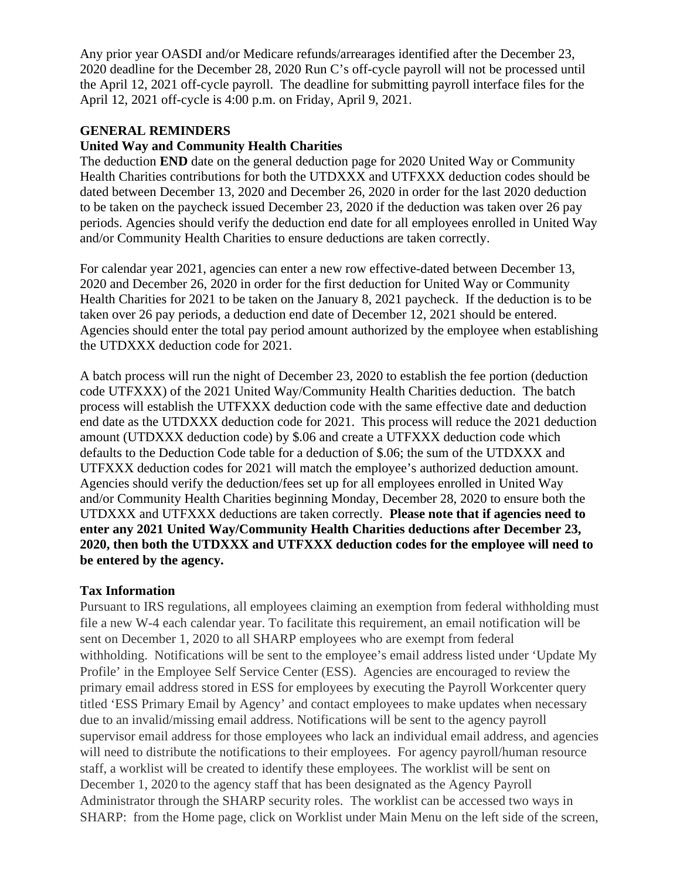Any prior year OASDI and/or Medicare refunds/arrearages identified after the December 23, 2020 deadline for the December 28, 2020 Run C's off-cycle payroll will not be processed until the April 12, 2021 off-cycle payroll. The deadline for submitting payroll interface files for the April 12, 2021 off-cycle is 4:00 p.m. on Friday, April 9, 2021.

## GENERAL REMINDERS

### United Way and Community Health Charities

The deduction **END** date on the general deduction page for 2020 United Way or Community Health Charities contributions for both the UTDXXX and UTFXXX deduction codes should be dated between December 13, 2020 and December 26, 2020 in order for the last 2020 deduction to be taken on the paycheck issued December 23, 2020 if the deduction was taken over 26 pay periods. Agencies should verify the deduction end date for all employees enrolled in United Way and/or Community Health Charities to ensure deductions are taken correctly.

For calendar year 2021, agencies can enter a new row effective-dated between December 13, 2020 and December 26, 2020 in order for the first deduction for United Way or Community Health Charities for 2021 to be taken on the January 8, 2021 paycheck. If the deduction is to be taken over 26 pay periods, a deduction end date of December 12, 2021 should be entered. Agencies should enter the total pay period amount authorized by the employee when establishing the UTDXXX deduction code for 2021.

A batch process will run the night of December 23, 2020 to establish the fee portion (deduction code UTFXXX) of the 2021 United Way/Community Health Charities deduction. The batch process will establish the UTFXXX deduction code with the same effective date and deduction end date as the UTDXXX deduction code for 2021. This process will reduce the 2021 deduction amount (UTDXXX deduction code) by $.06 and create a UTFXXX deduction code which defaults to the Deduction Code table for a deduction of $.06; the sum of the UTDXXX and UTFXXX deduction codes for 2021 will match the employee's authorized deduction amount. Agencies should verify the deduction/fees set up for all employees enrolled in United Way and/or Community Health Charities beginning Monday, December 28, 2020 to ensure both the UTDXXX and UTFXXX deductions are taken correctly. **Please note that if agencies need to enter any 2021 United Way/Community Health Charities deductions after December 23, 2020, then both the UTDXXX and UTFXXX deduction codes for the employee will need to be entered by the agency.**

### Tax Information

Pursuant to IRS regulations, all employees claiming an exemption from federal withholding must file a new W-4 each calendar year. To facilitate this requirement, an email notification will be sent on December 1, 2020 to all SHARP employees who are exempt from federal withholding. Notifications will be sent to the employee's email address listed under 'Update My Profile' in the Employee Self Service Center (ESS). Agencies are encouraged to review the primary email address stored in ESS for employees by executing the Payroll Workcenter query titled 'ESS Primary Email by Agency' and contact employees to make updates when necessary due to an invalid/missing email address. Notifications will be sent to the agency payroll supervisor email address for those employees who lack an individual email address, and agencies will need to distribute the notifications to their employees. For agency payroll/human resource staff, a worklist will be created to identify these employees. The worklist will be sent on December 1, 2020 to the agency staff that has been designated as the Agency Payroll Administrator through the SHARP security roles. The worklist can be accessed two ways in SHARP: from the Home page, click on Worklist under Main Menu on the left side of the screen,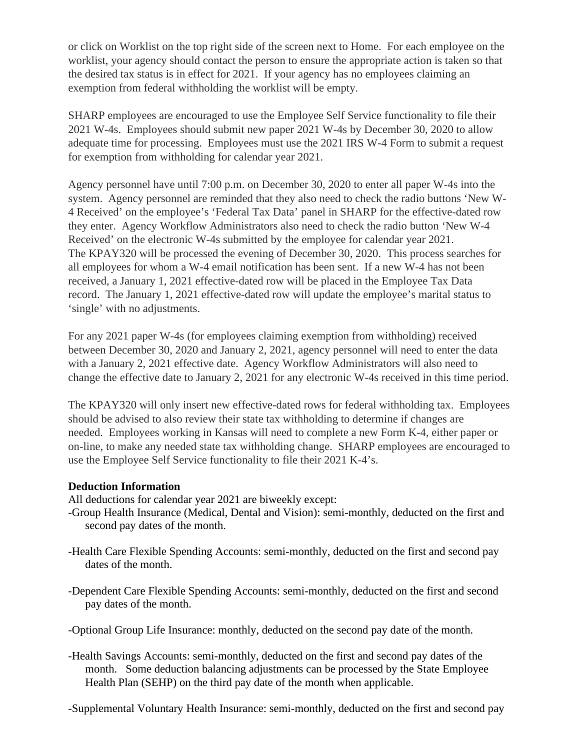or click on Worklist on the top right side of the screen next to Home. For each employee on the worklist, your agency should contact the person to ensure the appropriate action is taken so that the desired tax status is in effect for 2021. If your agency has no employees claiming an exemption from federal withholding the worklist will be empty.

SHARP employees are encouraged to use the Employee Self Service functionality to file their 2021 W-4s. Employees should submit new paper 2021 W-4s by December 30, 2020 to allow adequate time for processing. Employees must use the 2021 IRS W-4 Form to submit a request for exemption from withholding for calendar year 2021.

Agency personnel have until 7:00 p.m. on December 30, 2020 to enter all paper W-4s into the system. Agency personnel are reminded that they also need to check the radio buttons 'New W-4 Received' on the employee's 'Federal Tax Data' panel in SHARP for the effective-dated row they enter. Agency Workflow Administrators also need to check the radio button 'New W-4 Received' on the electronic W-4s submitted by the employee for calendar year 2021.
The KPAY320 will be processed the evening of December 30, 2020. This process searches for all employees for whom a W-4 email notification has been sent. If a new W-4 has not been received, a January 1, 2021 effective-dated row will be placed in the Employee Tax Data record. The January 1, 2021 effective-dated row will update the employee's marital status to 'single' with no adjustments.

For any 2021 paper W-4s (for employees claiming exemption from withholding) received between December 30, 2020 and January 2, 2021, agency personnel will need to enter the data with a January 2, 2021 effective date. Agency Workflow Administrators will also need to change the effective date to January 2, 2021 for any electronic W-4s received in this time period.

The KPAY320 will only insert new effective-dated rows for federal withholding tax. Employees should be advised to also review their state tax withholding to determine if changes are needed. Employees working in Kansas will need to complete a new Form K-4, either paper or on-line, to make any needed state tax withholding change. SHARP employees are encouraged to use the Employee Self Service functionality to file their 2021 K-4's.

**Deduction Information**

All deductions for calendar year 2021 are biweekly except:

-Group Health Insurance (Medical, Dental and Vision): semi-monthly, deducted on the first and second pay dates of the month.

-Health Care Flexible Spending Accounts: semi-monthly, deducted on the first and second pay dates of the month.

-Dependent Care Flexible Spending Accounts: semi-monthly, deducted on the first and second pay dates of the month.

-Optional Group Life Insurance: monthly, deducted on the second pay date of the month.

-Health Savings Accounts: semi-monthly, deducted on the first and second pay dates of the month. Some deduction balancing adjustments can be processed by the State Employee Health Plan (SEHP) on the third pay date of the month when applicable.

-Supplemental Voluntary Health Insurance: semi-monthly, deducted on the first and second pay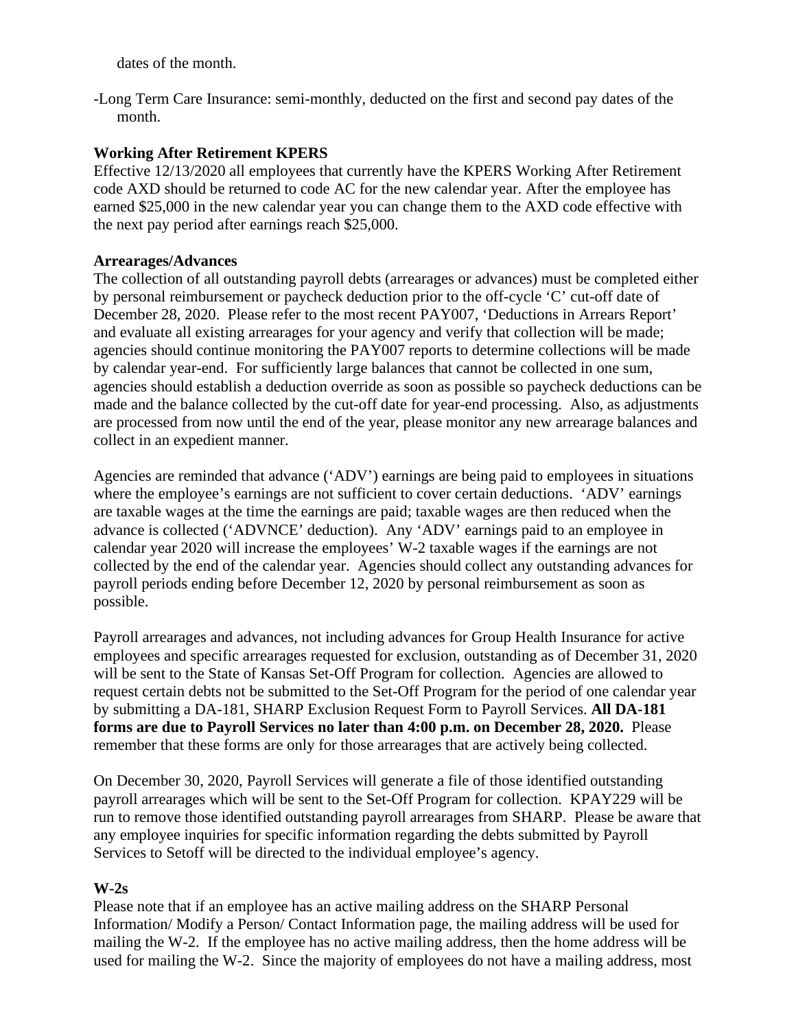dates of the month.

-Long Term Care Insurance: semi-monthly, deducted on the first and second pay dates of the month.

**Working After Retirement KPERS**

Effective 12/13/2020 all employees that currently have the KPERS Working After Retirement code AXD should be returned to code AC for the new calendar year. After the employee has earned $25,000 in the new calendar year you can change them to the AXD code effective with the next pay period after earnings reach $25,000.

**Arrearages/Advances**

The collection of all outstanding payroll debts (arrearages or advances) must be completed either by personal reimbursement or paycheck deduction prior to the off-cycle 'C' cut-off date of December 28, 2020. Please refer to the most recent PAY007, 'Deductions in Arrears Report' and evaluate all existing arrearages for your agency and verify that collection will be made; agencies should continue monitoring the PAY007 reports to determine collections will be made by calendar year-end. For sufficiently large balances that cannot be collected in one sum, agencies should establish a deduction override as soon as possible so paycheck deductions can be made and the balance collected by the cut-off date for year-end processing. Also, as adjustments are processed from now until the end of the year, please monitor any new arrearage balances and collect in an expedient manner.

Agencies are reminded that advance ('ADV') earnings are being paid to employees in situations where the employee's earnings are not sufficient to cover certain deductions. 'ADV' earnings are taxable wages at the time the earnings are paid; taxable wages are then reduced when the advance is collected ('ADVNCE' deduction). Any 'ADV' earnings paid to an employee in calendar year 2020 will increase the employees' W-2 taxable wages if the earnings are not collected by the end of the calendar year. Agencies should collect any outstanding advances for payroll periods ending before December 12, 2020 by personal reimbursement as soon as possible.

Payroll arrearages and advances, not including advances for Group Health Insurance for active employees and specific arrearages requested for exclusion, outstanding as of December 31, 2020 will be sent to the State of Kansas Set-Off Program for collection. Agencies are allowed to request certain debts not be submitted to the Set-Off Program for the period of one calendar year by submitting a DA-181, SHARP Exclusion Request Form to Payroll Services. **All DA-181 forms are due to Payroll Services no later than 4:00 p.m. on December 28, 2020.** Please remember that these forms are only for those arrearages that are actively being collected.

On December 30, 2020, Payroll Services will generate a file of those identified outstanding payroll arrearages which will be sent to the Set-Off Program for collection. KPAY229 will be run to remove those identified outstanding payroll arrearages from SHARP. Please be aware that any employee inquiries for specific information regarding the debts submitted by Payroll Services to Setoff will be directed to the individual employee's agency.

**W-2s**

Please note that if an employee has an active mailing address on the SHARP Personal Information/ Modify a Person/ Contact Information page, the mailing address will be used for mailing the W-2. If the employee has no active mailing address, then the home address will be used for mailing the W-2. Since the majority of employees do not have a mailing address, most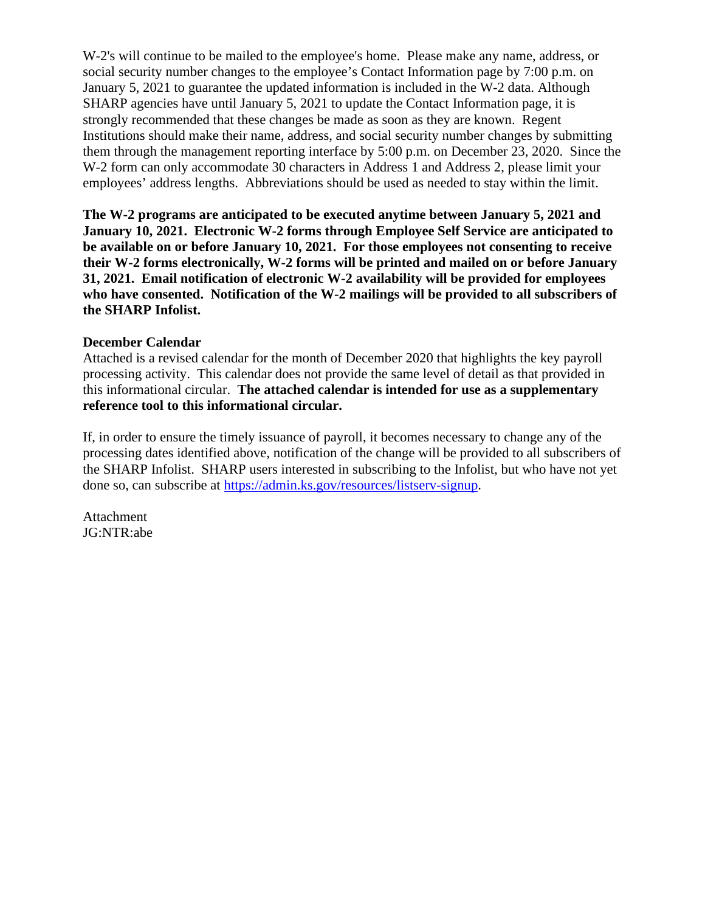W-2's will continue to be mailed to the employee's home. Please make any name, address, or social security number changes to the employee's Contact Information page by 7:00 p.m. on January 5, 2021 to guarantee the updated information is included in the W-2 data. Although SHARP agencies have until January 5, 2021 to update the Contact Information page, it is strongly recommended that these changes be made as soon as they are known. Regent Institutions should make their name, address, and social security number changes by submitting them through the management reporting interface by 5:00 p.m. on December 23, 2020. Since the W-2 form can only accommodate 30 characters in Address 1 and Address 2, please limit your employees' address lengths. Abbreviations should be used as needed to stay within the limit.

**The W-2 programs are anticipated to be executed anytime between January 5, 2021 and January 10, 2021. Electronic W-2 forms through Employee Self Service are anticipated to be available on or before January 10, 2021. For those employees not consenting to receive their W-2 forms electronically, W-2 forms will be printed and mailed on or before January 31, 2021. Email notification of electronic W-2 availability will be provided for employees who have consented. Notification of the W-2 mailings will be provided to all subscribers of the SHARP Infolist.**

**December Calendar**

Attached is a revised calendar for the month of December 2020 that highlights the key payroll processing activity. This calendar does not provide the same level of detail as that provided in this informational circular. **The attached calendar is intended for use as a supplementary reference tool to this informational circular.**

If, in order to ensure the timely issuance of payroll, it becomes necessary to change any of the processing dates identified above, notification of the change will be provided to all subscribers of the SHARP Infolist. SHARP users interested in subscribing to the Infolist, but who have not yet done so, can subscribe at https://admin.ks.gov/resources/listserv-signup.

Attachment
JG:NTR:abe